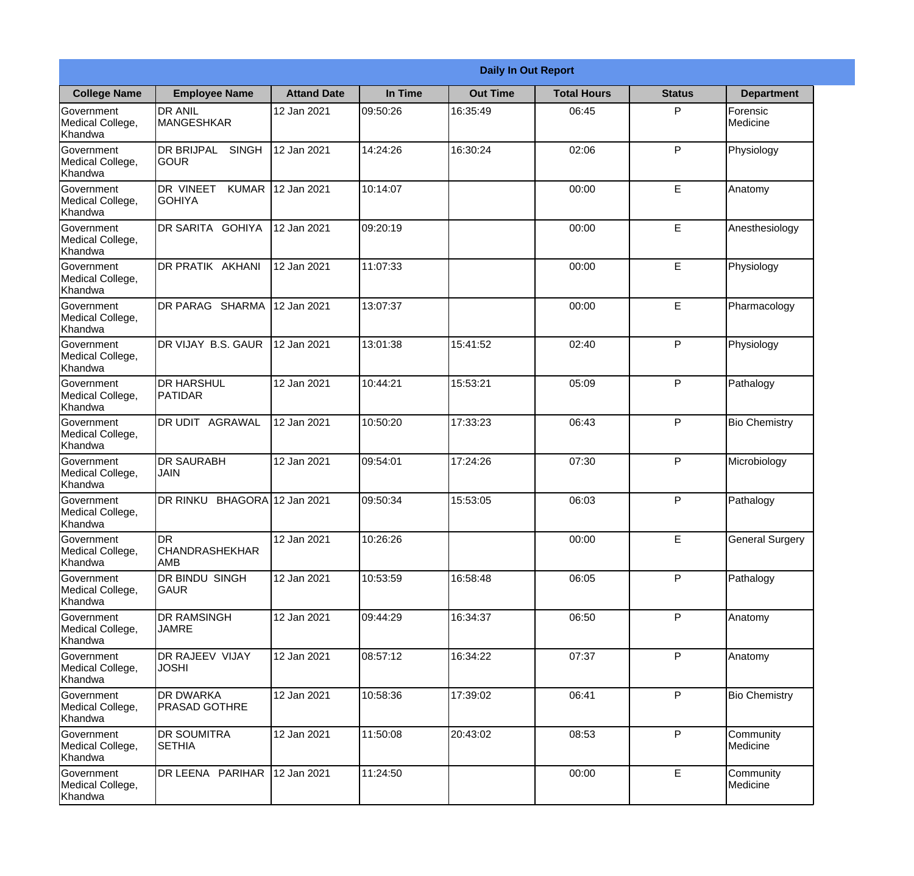| Daily In Out Report | | | | | | | |
|---|---|---|---|---|---|---|---|
| **College Name** | **Employee Name** | **Attand Date** | **In Time** | **Out Time** | **Total Hours** | **Status** | **Department** |
| Government Medical College, Khandwa | DR ANIL MANGESHKAR | 12 Jan 2021 | 09:50:26 | 16:35:49 | 06:45 | P | Forensic Medicine |
| Government Medical College, Khandwa | DR BRIJPAL SINGH GOUR | 12 Jan 2021 | 14:24:26 | 16:30:24 | 02:06 | P | Physiology |
| Government Medical College, Khandwa | DR VINEET KUMAR GOHIYA | 12 Jan 2021 | 10:14:07 | | 00:00 | E | Anatomy |
| Government Medical College, Khandwa | DR SARITA GOHIYA | 12 Jan 2021 | 09:20:19 | | 00:00 | E | Anesthesiology |
| Government Medical College, Khandwa | DR PRATIK AKHANI | 12 Jan 2021 | 11:07:33 | | 00:00 | E | Physiology |
| Government Medical College, Khandwa | DR PARAG SHARMA | 12 Jan 2021 | 13:07:37 | | 00:00 | E | Pharmacology |
| Government Medical College, Khandwa | DR VIJAY B.S. GAUR | 12 Jan 2021 | 13:01:38 | 15:41:52 | 02:40 | P | Physiology |
| Government Medical College, Khandwa | DR HARSHUL PATIDAR | 12 Jan 2021 | 10:44:21 | 15:53:21 | 05:09 | P | Pathalogy |
| Government Medical College, Khandwa | DR UDIT AGRAWAL | 12 Jan 2021 | 10:50:20 | 17:33:23 | 06:43 | P | Bio Chemistry |
| Government Medical College, Khandwa | DR SAURABH JAIN | 12 Jan 2021 | 09:54:01 | 17:24:26 | 07:30 | P | Microbiology |
| Government Medical College, Khandwa | DR RINKU BHAGORA | 12 Jan 2021 | 09:50:34 | 15:53:05 | 06:03 | P | Pathalogy |
| Government Medical College, Khandwa | DR CHANDRASHEKHAR AMB | 12 Jan 2021 | 10:26:26 | | 00:00 | E | General Surgery |
| Government Medical College, Khandwa | DR BINDU SINGH GAUR | 12 Jan 2021 | 10:53:59 | 16:58:48 | 06:05 | P | Pathalogy |
| Government Medical College, Khandwa | DR RAMSINGH JAMRE | 12 Jan 2021 | 09:44:29 | 16:34:37 | 06:50 | P | Anatomy |
| Government Medical College, Khandwa | DR RAJEEV VIJAY JOSHI | 12 Jan 2021 | 08:57:12 | 16:34:22 | 07:37 | P | Anatomy |
| Government Medical College, Khandwa | DR DWARKA PRASAD GOTHRE | 12 Jan 2021 | 10:58:36 | 17:39:02 | 06:41 | P | Bio Chemistry |
| Government Medical College, Khandwa | DR SOUMITRA SETHIA | 12 Jan 2021 | 11:50:08 | 20:43:02 | 08:53 | P | Community Medicine |
| Government Medical College, Khandwa | DR LEENA PARIHAR | 12 Jan 2021 | 11:24:50 | | 00:00 | E | Community Medicine |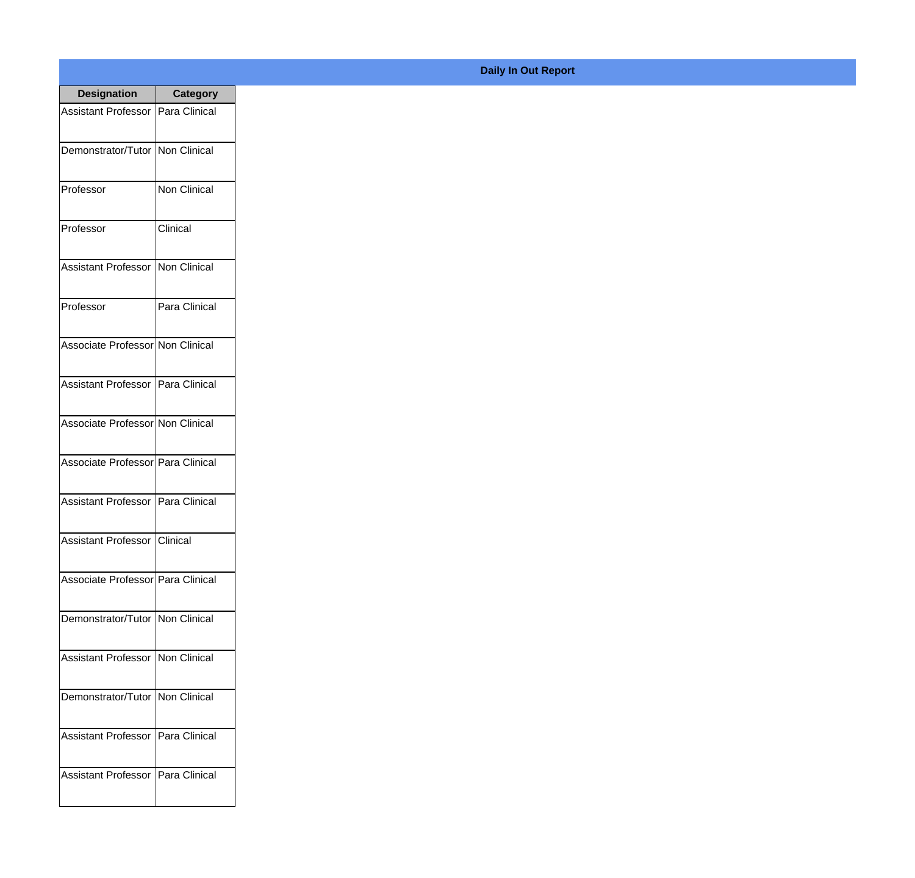## Daily In Out Report

| Designation | Category |
|---|---|
| Assistant Professor | Para Clinical |
| Demonstrator/Tutor | Non Clinical |
| Professor | Non Clinical |
| Professor | Clinical |
| Assistant Professor | Non Clinical |
| Professor | Para Clinical |
| Associate Professor | Non Clinical |
| Assistant Professor | Para Clinical |
| Associate Professor | Non Clinical |
| Associate Professor | Para Clinical |
| Assistant Professor | Para Clinical |
| Assistant Professor | Clinical |
| Associate Professor | Para Clinical |
| Demonstrator/Tutor | Non Clinical |
| Assistant Professor | Non Clinical |
| Demonstrator/Tutor | Non Clinical |
| Assistant Professor | Para Clinical |
| Assistant Professor | Para Clinical |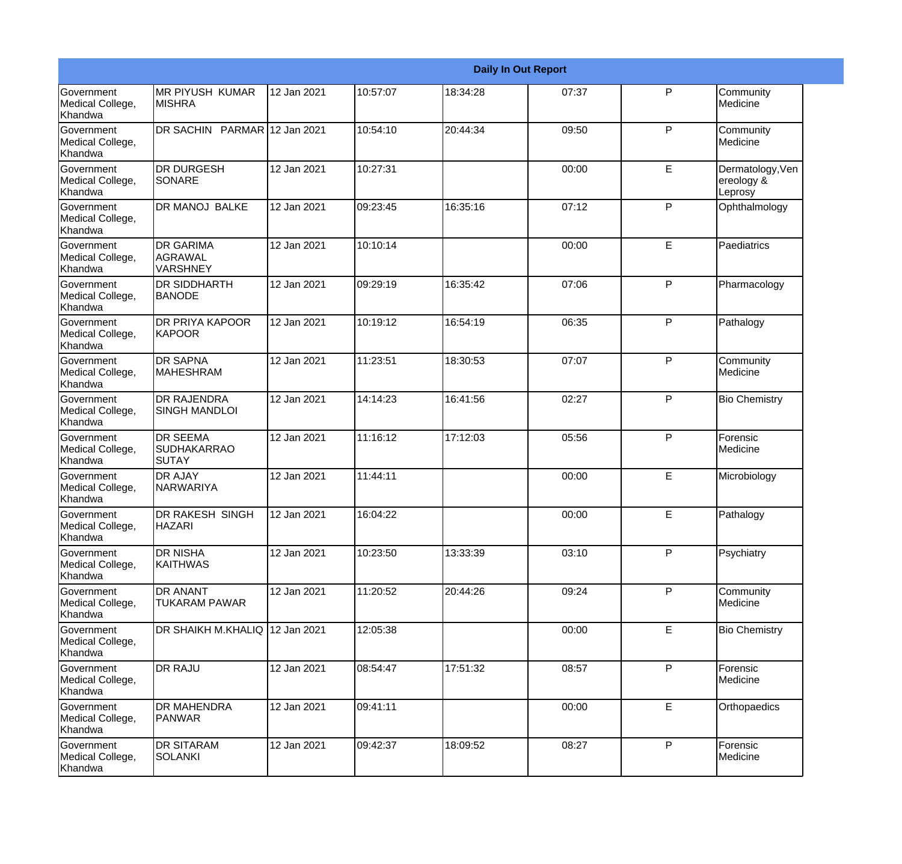| Daily In Out Report | | | | | | | |
|---|---|---|---|---|---|---|---|
| Government Medical College, Khandwa | MR PIYUSH KUMAR MISHRA | 12 Jan 2021 | 10:57:07 | 18:34:28 | 07:37 | P | Community Medicine |
| Government Medical College, Khandwa | DR SACHIN PARMAR | 12 Jan 2021 | 10:54:10 | 20:44:34 | 09:50 | P | Community Medicine |
| Government Medical College, Khandwa | DR DURGESH SONARE | 12 Jan 2021 | 10:27:31 | | 00:00 | E | Dermatology,Venereology & Leprosy |
| Government Medical College, Khandwa | DR MANOJ BALKE | 12 Jan 2021 | 09:23:45 | 16:35:16 | 07:12 | P | Ophthalmology |
| Government Medical College, Khandwa | DR GARIMA AGRAWAL VARSHNEY | 12 Jan 2021 | 10:10:14 | | 00:00 | E | Paediatrics |
| Government Medical College, Khandwa | DR SIDDHARTH BANODE | 12 Jan 2021 | 09:29:19 | 16:35:42 | 07:06 | P | Pharmacology |
| Government Medical College, Khandwa | DR PRIYA KAPOOR KAPOOR | 12 Jan 2021 | 10:19:12 | 16:54:19 | 06:35 | P | Pathalogy |
| Government Medical College, Khandwa | DR SAPNA MAHESHRAM | 12 Jan 2021 | 11:23:51 | 18:30:53 | 07:07 | P | Community Medicine |
| Government Medical College, Khandwa | DR RAJENDRA SINGH MANDLOI | 12 Jan 2021 | 14:14:23 | 16:41:56 | 02:27 | P | Bio Chemistry |
| Government Medical College, Khandwa | DR SEEMA SUDHAKARRAO SUTAY | 12 Jan 2021 | 11:16:12 | 17:12:03 | 05:56 | P | Forensic Medicine |
| Government Medical College, Khandwa | DR AJAY NARWARIYA | 12 Jan 2021 | 11:44:11 | | 00:00 | E | Microbiology |
| Government Medical College, Khandwa | DR RAKESH SINGH HAZARI | 12 Jan 2021 | 16:04:22 | | 00:00 | E | Pathalogy |
| Government Medical College, Khandwa | DR NISHA KAITHWAS | 12 Jan 2021 | 10:23:50 | 13:33:39 | 03:10 | P | Psychiatry |
| Government Medical College, Khandwa | DR ANANT TUKARAM PAWAR | 12 Jan 2021 | 11:20:52 | 20:44:26 | 09:24 | P | Community Medicine |
| Government Medical College, Khandwa | DR SHAIKH M.KHALIQ | 12 Jan 2021 | 12:05:38 | | 00:00 | E | Bio Chemistry |
| Government Medical College, Khandwa | DR RAJU | 12 Jan 2021 | 08:54:47 | 17:51:32 | 08:57 | P | Forensic Medicine |
| Government Medical College, Khandwa | DR MAHENDRA PANWAR | 12 Jan 2021 | 09:41:11 | | 00:00 | E | Orthopaedics |
| Government Medical College, Khandwa | DR SITARAM SOLANKI | 12 Jan 2021 | 09:42:37 | 18:09:52 | 08:27 | P | Forensic Medicine |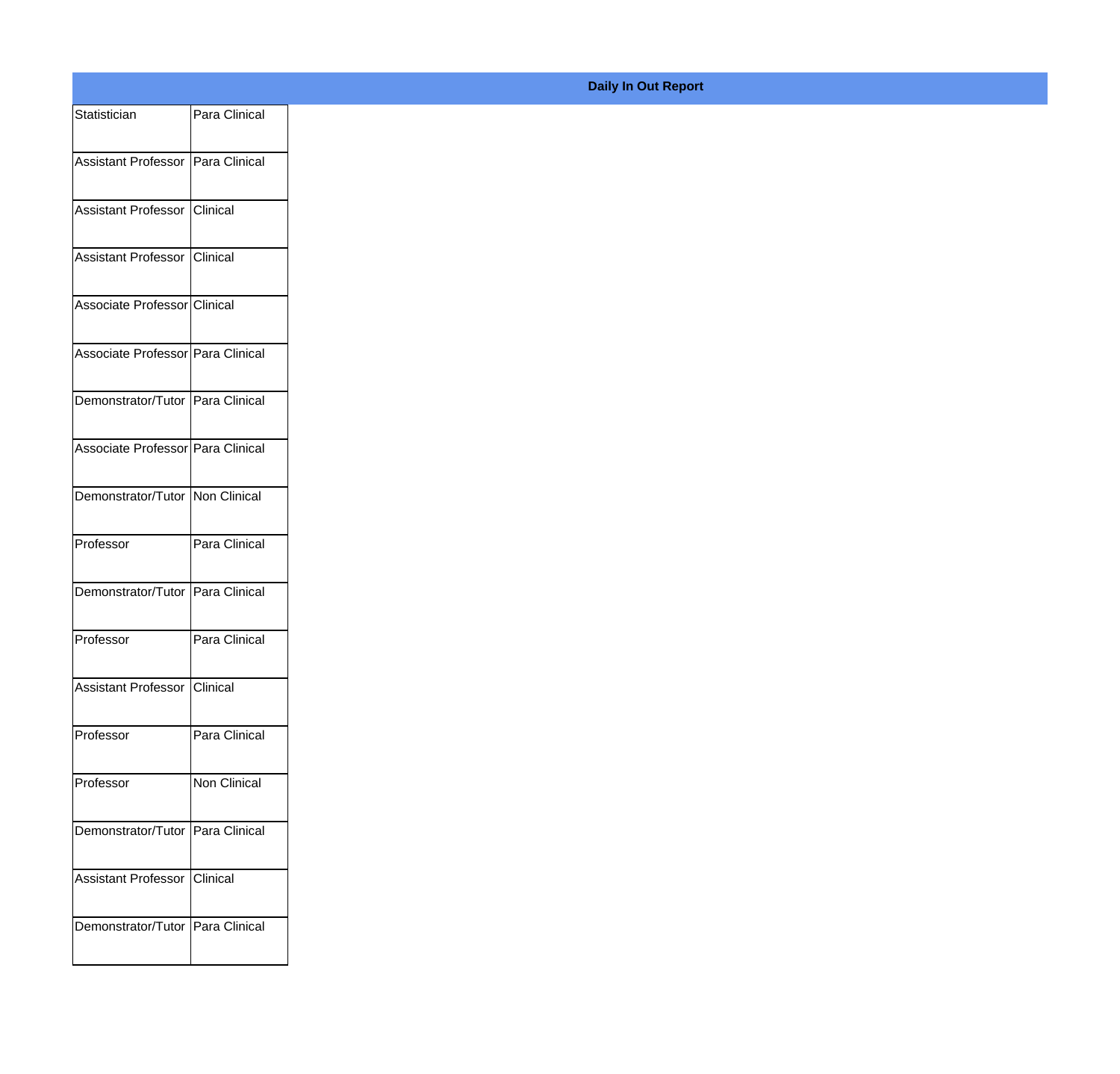**Daily In Out Report**

| | |
|---|---|
| Statistician | Para Clinical |
| Assistant Professor | Para Clinical |
| Assistant Professor | Clinical |
| Assistant Professor | Clinical |
| Associate Professor | Clinical |
| Associate Professor | Para Clinical |
| Demonstrator/Tutor | Para Clinical |
| Associate Professor | Para Clinical |
| Demonstrator/Tutor | Non Clinical |
| Professor | Para Clinical |
| Demonstrator/Tutor | Para Clinical |
| Professor | Para Clinical |
| Assistant Professor | Clinical |
| Professor | Para Clinical |
| Professor | Non Clinical |
| Demonstrator/Tutor | Para Clinical |
| Assistant Professor | Clinical |
| Demonstrator/Tutor | Para Clinical |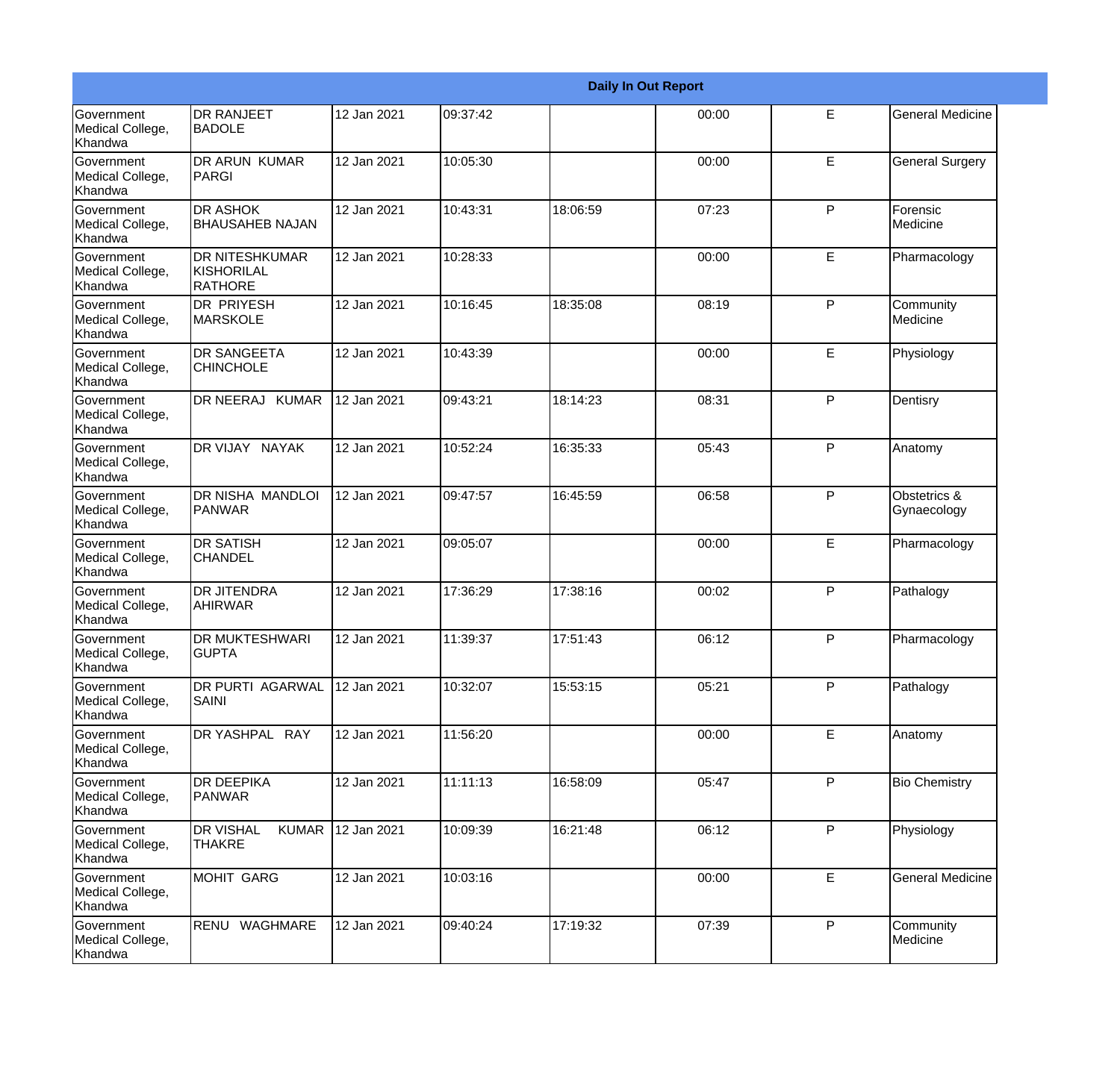| Daily In Out Report | | | | | | | |
|---|---|---|---|---|---|---|---|
| Government Medical College, Khandwa | DR RANJEET BADOLE | 12 Jan 2021 | 09:37:42 | | 00:00 | E | General Medicine |
| Government Medical College, Khandwa | DR ARUN KUMAR PARGI | 12 Jan 2021 | 10:05:30 | | 00:00 | E | General Surgery |
| Government Medical College, Khandwa | DR ASHOK BHAUSAHEB NAJAN | 12 Jan 2021 | 10:43:31 | 18:06:59 | 07:23 | P | Forensic Medicine |
| Government Medical College, Khandwa | DR NITESHKUMAR KISHORILAL RATHORE | 12 Jan 2021 | 10:28:33 | | 00:00 | E | Pharmacology |
| Government Medical College, Khandwa | DR PRIYESH MARSKOLE | 12 Jan 2021 | 10:16:45 | 18:35:08 | 08:19 | P | Community Medicine |
| Government Medical College, Khandwa | DR SANGEETA CHINCHOLE | 12 Jan 2021 | 10:43:39 | | 00:00 | E | Physiology |
| Government Medical College, Khandwa | DR NEERAJ KUMAR | 12 Jan 2021 | 09:43:21 | 18:14:23 | 08:31 | P | Dentisry |
| Government Medical College, Khandwa | DR VIJAY NAYAK | 12 Jan 2021 | 10:52:24 | 16:35:33 | 05:43 | P | Anatomy |
| Government Medical College, Khandwa | DR NISHA MANDLOI PANWAR | 12 Jan 2021 | 09:47:57 | 16:45:59 | 06:58 | P | Obstetrics & Gynaecology |
| Government Medical College, Khandwa | DR SATISH CHANDEL | 12 Jan 2021 | 09:05:07 | | 00:00 | E | Pharmacology |
| Government Medical College, Khandwa | DR JITENDRA AHIRWAR | 12 Jan 2021 | 17:36:29 | 17:38:16 | 00:02 | P | Pathalogy |
| Government Medical College, Khandwa | DR MUKTESHWARI GUPTA | 12 Jan 2021 | 11:39:37 | 17:51:43 | 06:12 | P | Pharmacology |
| Government Medical College, Khandwa | DR PURTI AGARWAL SAINI | 12 Jan 2021 | 10:32:07 | 15:53:15 | 05:21 | P | Pathalogy |
| Government Medical College, Khandwa | DR YASHPAL RAY | 12 Jan 2021 | 11:56:20 | | 00:00 | E | Anatomy |
| Government Medical College, Khandwa | DR DEEPIKA PANWAR | 12 Jan 2021 | 11:11:13 | 16:58:09 | 05:47 | P | Bio Chemistry |
| Government Medical College, Khandwa | DR VISHAL KUMAR THAKRE | 12 Jan 2021 | 10:09:39 | 16:21:48 | 06:12 | P | Physiology |
| Government Medical College, Khandwa | MOHIT GARG | 12 Jan 2021 | 10:03:16 | | 00:00 | E | General Medicine |
| Government Medical College, Khandwa | RENU WAGHMARE | 12 Jan 2021 | 09:40:24 | 17:19:32 | 07:39 | P | Community Medicine |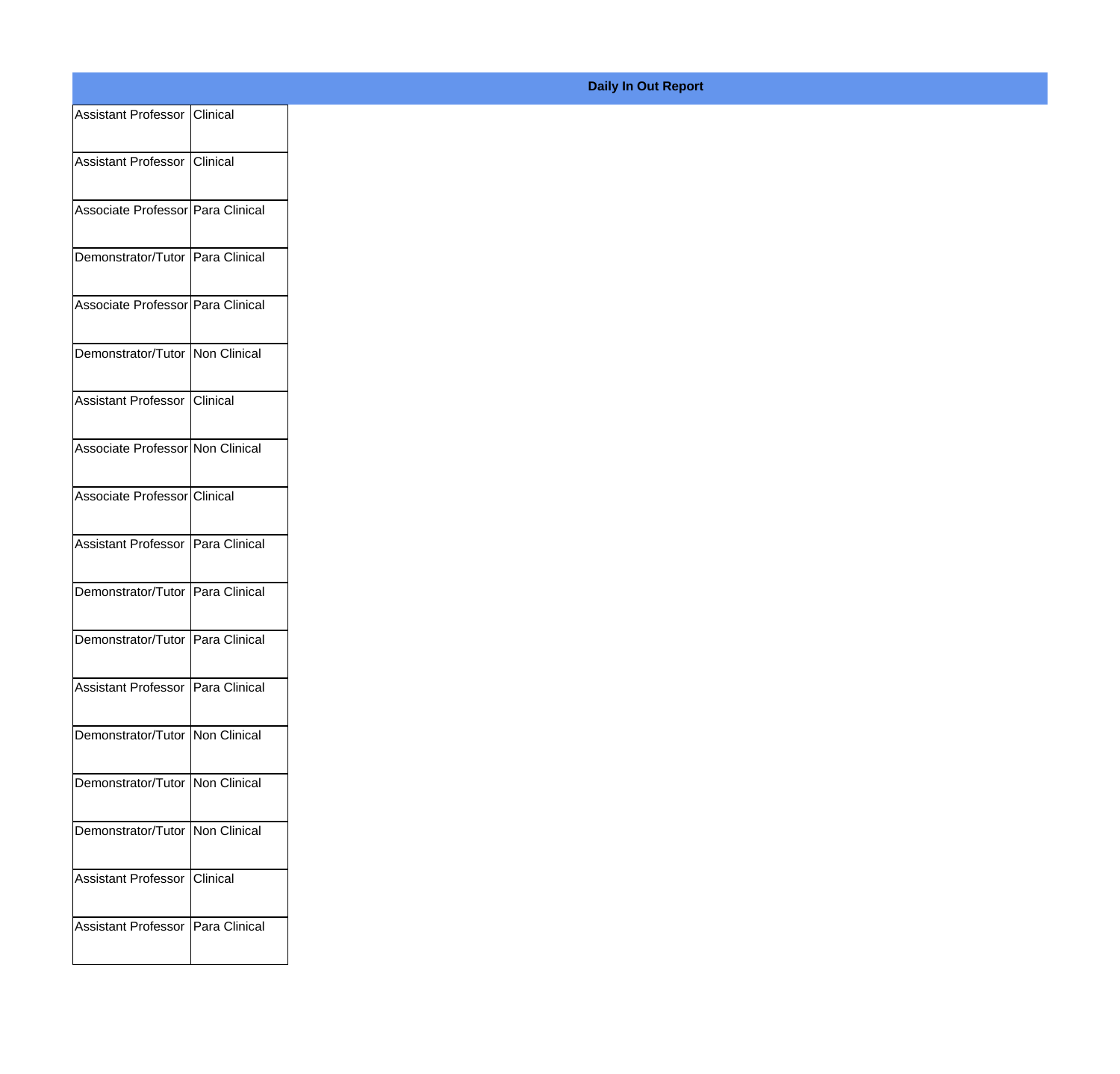**Daily In Out Report**

| | |
|---|---|
| Assistant Professor | Clinical |
| Assistant Professor | Clinical |
| Associate Professor | Para Clinical |
| Demonstrator/Tutor | Para Clinical |
| Associate Professor | Para Clinical |
| Demonstrator/Tutor | Non Clinical |
| Assistant Professor | Clinical |
| Associate Professor | Non Clinical |
| Associate Professor | Clinical |
| Assistant Professor | Para Clinical |
| Demonstrator/Tutor | Para Clinical |
| Demonstrator/Tutor | Para Clinical |
| Assistant Professor | Para Clinical |
| Demonstrator/Tutor | Non Clinical |
| Demonstrator/Tutor | Non Clinical |
| Demonstrator/Tutor | Non Clinical |
| Assistant Professor | Clinical |
| Assistant Professor | Para Clinical |